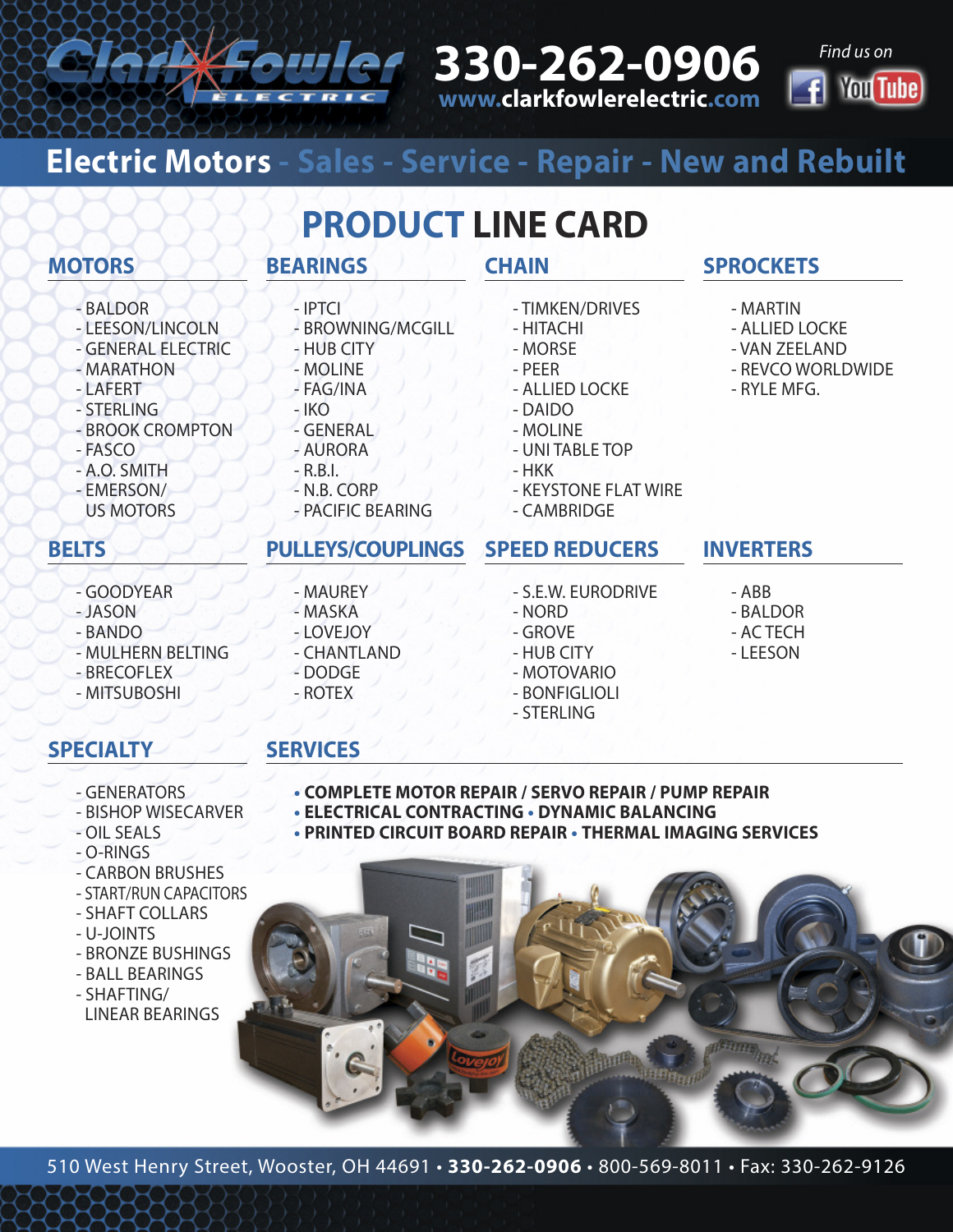# Clark Fowler Electric

**330-262-0906**
www.clarkfowlerelectric.com

Find us on Facebook YouTube

## Electric Motors - Sales - Service - Repair - New and Rebuilt

# PRODUCT LINE CARD

## MOTORS

- BALDOR
- LEESON/LINCOLN
- GENERAL ELECTRIC
- MARATHON
- LAFERT
- STERLING
- BROOK CROMPTON
- FASCO
- A.O. SMITH
- EMERSON/ US MOTORS

## BEARINGS

- IPTCI
- BROWNING/MCGILL
- HUB CITY
- MOLINE
- FAG/INA
- IKO
- GENERAL
- AURORA
- R.B.I.
- N.B. CORP
- PACIFIC BEARING

## CHAIN

- TIMKEN/DRIVES
- HITACHI
- MORSE
- PEER
- ALLIED LOCKE
- DAIDO
- MOLINE
- UNI TABLE TOP
- HKK
- KEYSTONE FLAT WIRE
- CAMBRIDGE

## SPROCKETS

- MARTIN
- ALLIED LOCKE
- VAN ZEELAND
- REVCO WORLDWIDE
- RYLE MFG.

## BELTS

- GOODYEAR
- JASON
- BANDO
- MULHERN BELTING
- BRECOFLEX
- MITSUBOSHI

## PULLEYS/COUPLINGS

- MAUREY
- MASKA
- LOVEJOY
- CHANTLAND
- DODGE
- ROTEX

## SPEED REDUCERS

- S.E.W. EURODRIVE
- NORD
- GROVE
- HUB CITY
- MOTOVARIO
- BONFIGLIOLI
- STERLING

## INVERTERS

- ABB
- BALDOR
- AC TECH
- LEESON

## SPECIALTY

- GENERATORS
- BISHOP WISECARVER
- OIL SEALS
- O-RINGS
- CARBON BRUSHES
- START/RUN CAPACITORS
- SHAFT COLLARS
- U-JOINTS
- BRONZE BUSHINGS
- BALL BEARINGS
- SHAFTING/ LINEAR BEARINGS

## SERVICES

- **COMPLETE MOTOR REPAIR / SERVO REPAIR / PUMP REPAIR**
- **ELECTRICAL CONTRACTING • DYNAMIC BALANCING**
- **PRINTED CIRCUIT BOARD REPAIR • THERMAL IMAGING SERVICES**

510 West Henry Street, Wooster, OH 44691 • **330-262-0906** • 800-569-8011 • Fax: 330-262-9126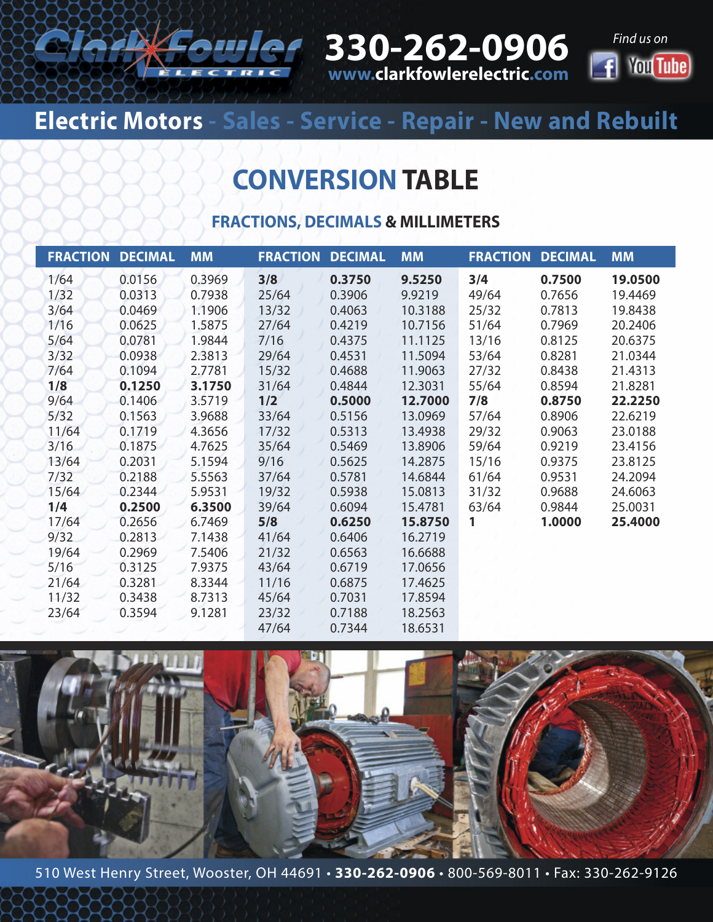Clark Fowler Electric

# 330-262-0906

www.clarkfowlerelectric.com

Find us on

## Electric Motors - Sales - Service - Repair - New and Rebuilt

# CONVERSION TABLE

## FRACTIONS, DECIMALS & MILLIMETERS

| FRACTION | DECIMAL | MM | FRACTION | DECIMAL | MM | FRACTION | DECIMAL | MM |
|---|---|---|---|---|---|---|---|---|
| 1/64 | 0.0156 | 0.3969 | **3/8** | **0.3750** | **9.5250** | **3/4** | **0.7500** | **19.0500** |
| 1/32 | 0.0313 | 0.7938 | 25/64 | 0.3906 | 9.9219 | 49/64 | 0.7656 | 19.4469 |
| 3/64 | 0.0469 | 1.1906 | 13/32 | 0.4063 | 10.3188 | 25/32 | 0.7813 | 19.8438 |
| 1/16 | 0.0625 | 1.5875 | 27/64 | 0.4219 | 10.7156 | 51/64 | 0.7969 | 20.2406 |
| 5/64 | 0.0781 | 1.9844 | 7/16 | 0.4375 | 11.1125 | 13/16 | 0.8125 | 20.6375 |
| 3/32 | 0.0938 | 2.3813 | 29/64 | 0.4531 | 11.5094 | 53/64 | 0.8281 | 21.0344 |
| 7/64 | 0.1094 | 2.7781 | 15/32 | 0.4688 | 11.9063 | 27/32 | 0.8438 | 21.4313 |
| **1/8** | **0.1250** | **3.1750** | 31/64 | 0.4844 | 12.3031 | 55/64 | 0.8594 | 21.8281 |
| 9/64 | 0.1406 | 3.5719 | **1/2** | **0.5000** | **12.7000** | **7/8** | **0.8750** | **22.2250** |
| 5/32 | 0.1563 | 3.9688 | 33/64 | 0.5156 | 13.0969 | 57/64 | 0.8906 | 22.6219 |
| 11/64 | 0.1719 | 4.3656 | 17/32 | 0.5313 | 13.4938 | 29/32 | 0.9063 | 23.0188 |
| 3/16 | 0.1875 | 4.7625 | 35/64 | 0.5469 | 13.8906 | 59/64 | 0.9219 | 23.4156 |
| 13/64 | 0.2031 | 5.1594 | 9/16 | 0.5625 | 14.2875 | 15/16 | 0.9375 | 23.8125 |
| 7/32 | 0.2188 | 5.5563 | 37/64 | 0.5781 | 14.6844 | 61/64 | 0.9531 | 24.2094 |
| 15/64 | 0.2344 | 5.9531 | 19/32 | 0.5938 | 15.0813 | 31/32 | 0.9688 | 24.6063 |
| **1/4** | **0.2500** | **6.3500** | 39/64 | 0.6094 | 15.4781 | 63/64 | 0.9844 | 25.0031 |
| 17/64 | 0.2656 | 6.7469 | **5/8** | **0.6250** | **15.8750** | **1** | **1.0000** | **25.4000** |
| 9/32 | 0.2813 | 7.1438 | 41/64 | 0.6406 | 16.2719 | | | |
| 19/64 | 0.2969 | 7.5406 | 21/32 | 0.6563 | 16.6688 | | | |
| 5/16 | 0.3125 | 7.9375 | 43/64 | 0.6719 | 17.0656 | | | |
| 21/64 | 0.3281 | 8.3344 | 11/16 | 0.6875 | 17.4625 | | | |
| 11/32 | 0.3438 | 8.7313 | 45/64 | 0.7031 | 17.8594 | | | |
| 23/64 | 0.3594 | 9.1281 | 23/32 | 0.7188 | 18.2563 | | | |
| | | | 47/64 | 0.7344 | 18.6531 | | | |

510 West Henry Street, Wooster, OH 44691 • **330-262-0906** • 800-569-8011 • Fax: 330-262-9126